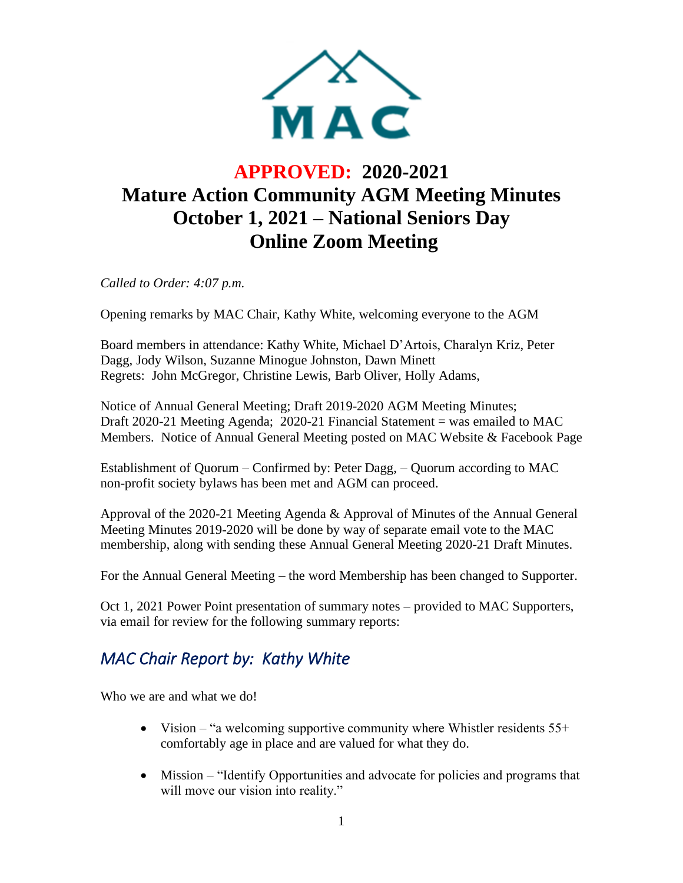MAC

# APPROVED: 2020-2021 Mature Action Community AGM Meeting Minutes October 1, 2021 – National Seniors Day Online Zoom Meeting

*Called to Order: 4:07 p.m.*

Opening remarks by MAC Chair, Kathy White, welcoming everyone to the AGM

Board members in attendance: Kathy White, Michael D'Artois, Charalyn Kriz, Peter Dagg, Jody Wilson, Suzanne Minogue Johnston, Dawn Minett
Regrets: John McGregor, Christine Lewis, Barb Oliver, Holly Adams,

Notice of Annual General Meeting; Draft 2019-2020 AGM Meeting Minutes; Draft 2020-21 Meeting Agenda; 2020-21 Financial Statement = was emailed to MAC Members. Notice of Annual General Meeting posted on MAC Website & Facebook Page

Establishment of Quorum – Confirmed by: Peter Dagg, – Quorum according to MAC non-profit society bylaws has been met and AGM can proceed.

Approval of the 2020-21 Meeting Agenda & Approval of Minutes of the Annual General Meeting Minutes 2019-2020 will be done by way of separate email vote to the MAC membership, along with sending these Annual General Meeting 2020-21 Draft Minutes.

For the Annual General Meeting – the word Membership has been changed to Supporter.

Oct 1, 2021 Power Point presentation of summary notes – provided to MAC Supporters, via email for review for the following summary reports:

## *MAC Chair Report by: Kathy White*

Who we are and what we do!

- Vision – "a welcoming supportive community where Whistler residents 55+ comfortably age in place and are valued for what they do.
- Mission – "Identify Opportunities and advocate for policies and programs that will move our vision into reality."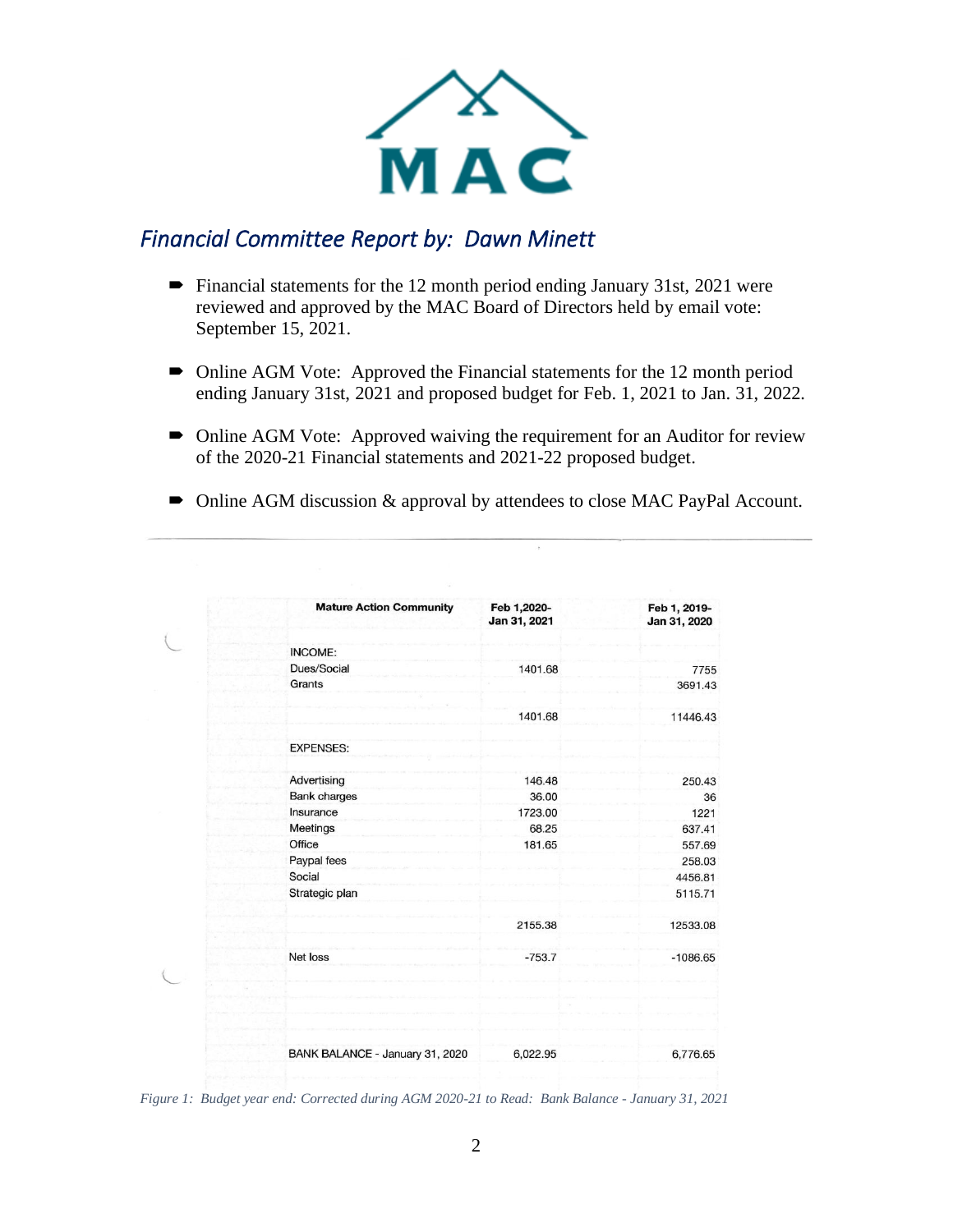## *Financial Committee Report by: Dawn Minett*

- Financial statements for the 12 month period ending January 31st, 2021 were reviewed and approved by the MAC Board of Directors held by email vote: September 15, 2021.
- Online AGM Vote: Approved the Financial statements for the 12 month period ending January 31st, 2021 and proposed budget for Feb. 1, 2021 to Jan. 31, 2022.
- Online AGM Vote: Approved waiving the requirement for an Auditor for review of the 2020-21 Financial statements and 2021-22 proposed budget.
- Online AGM discussion & approval by attendees to close MAC PayPal Account.

| **Mature Action Community** | **Feb 1,2020- Jan 31, 2021** | **Feb 1, 2019- Jan 31, 2020** |
|---|---|---|
| INCOME: | | |
| Dues/Social | 1401.68 | 7755 |
| Grants | | 3691.43 |
| | 1401.68 | 11446.43 |
| EXPENSES: | | |
| Advertising | 146.48 | 250.43 |
| Bank charges | 36.00 | 36 |
| Insurance | 1723.00 | 1221 |
| Meetings | 68.25 | 637.41 |
| Office | 181.65 | 557.69 |
| Paypal fees | | 258.03 |
| Social | | 4456.81 |
| Strategic plan | | 5115.71 |
| | 2155.38 | 12533.08 |
| Net loss | -753.7 | -1086.65 |
| BANK BALANCE - January 31, 2020 | 6,022.95 | 6,776.65 |

*Figure 1: Budget year end: Corrected during AGM 2020-21 to Read: Bank Balance - January 31, 2021*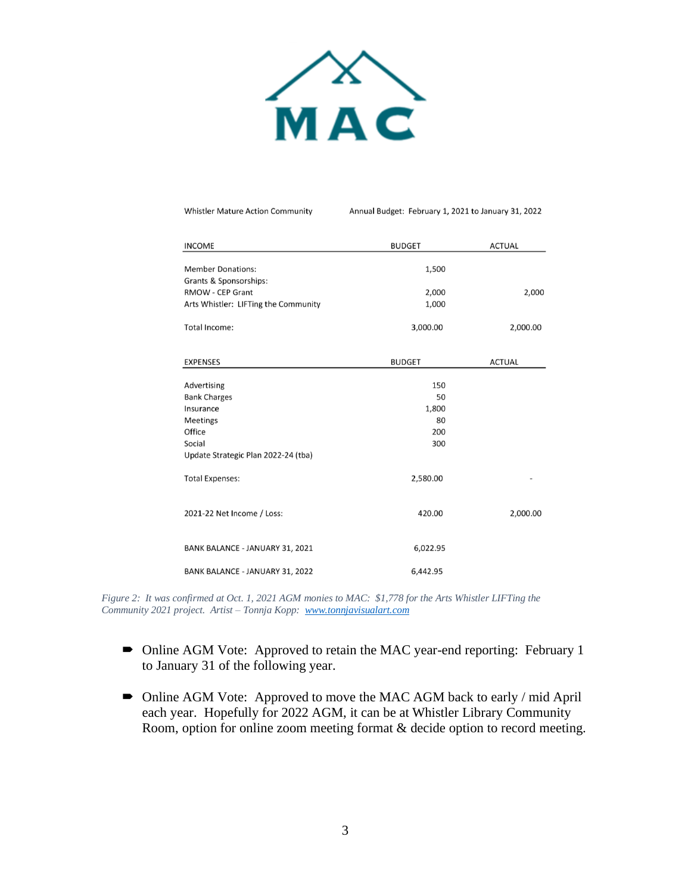MAC

| Whistler Mature Action Community | Annual Budget: February 1, 2021 to January 31, 2022 | |
|---|---|---|
| **INCOME** | **BUDGET** | **ACTUAL** |
| Member Donations: | 1,500 | |
| Grants & Sponsorships: | | |
| RMOW - CEP Grant | 2,000 | 2,000 |
| Arts Whistler: LIFTing the Community | 1,000 | |
| Total Income: | 3,000.00 | 2,000.00 |
| **EXPENSES** | **BUDGET** | **ACTUAL** |
| Advertising | 150 | |
| Bank Charges | 50 | |
| Insurance | 1,800 | |
| Meetings | 80 | |
| Office | 200 | |
| Social | 300 | |
| Update Strategic Plan 2022-24 (tba) | | |
| Total Expenses: | 2,580.00 | - |
| 2021-22 Net Income / Loss: | 420.00 | 2,000.00 |
| BANK BALANCE - JANUARY 31, 2021 | 6,022.95 | |
| BANK BALANCE - JANUARY 31, 2022 | 6,442.95 | |

*Figure 2: It was confirmed at Oct. 1, 2021 AGM monies to MAC: $1,778 for the Arts Whistler LIFTing the Community 2021 project. Artist – Tonnja Kopp: [www.tonnjavisualart.com](www.tonnjavisualart.com)*

- Online AGM Vote: Approved to retain the MAC year-end reporting: February 1 to January 31 of the following year.
- Online AGM Vote: Approved to move the MAC AGM back to early / mid April each year. Hopefully for 2022 AGM, it can be at Whistler Library Community Room, option for online zoom meeting format & decide option to record meeting.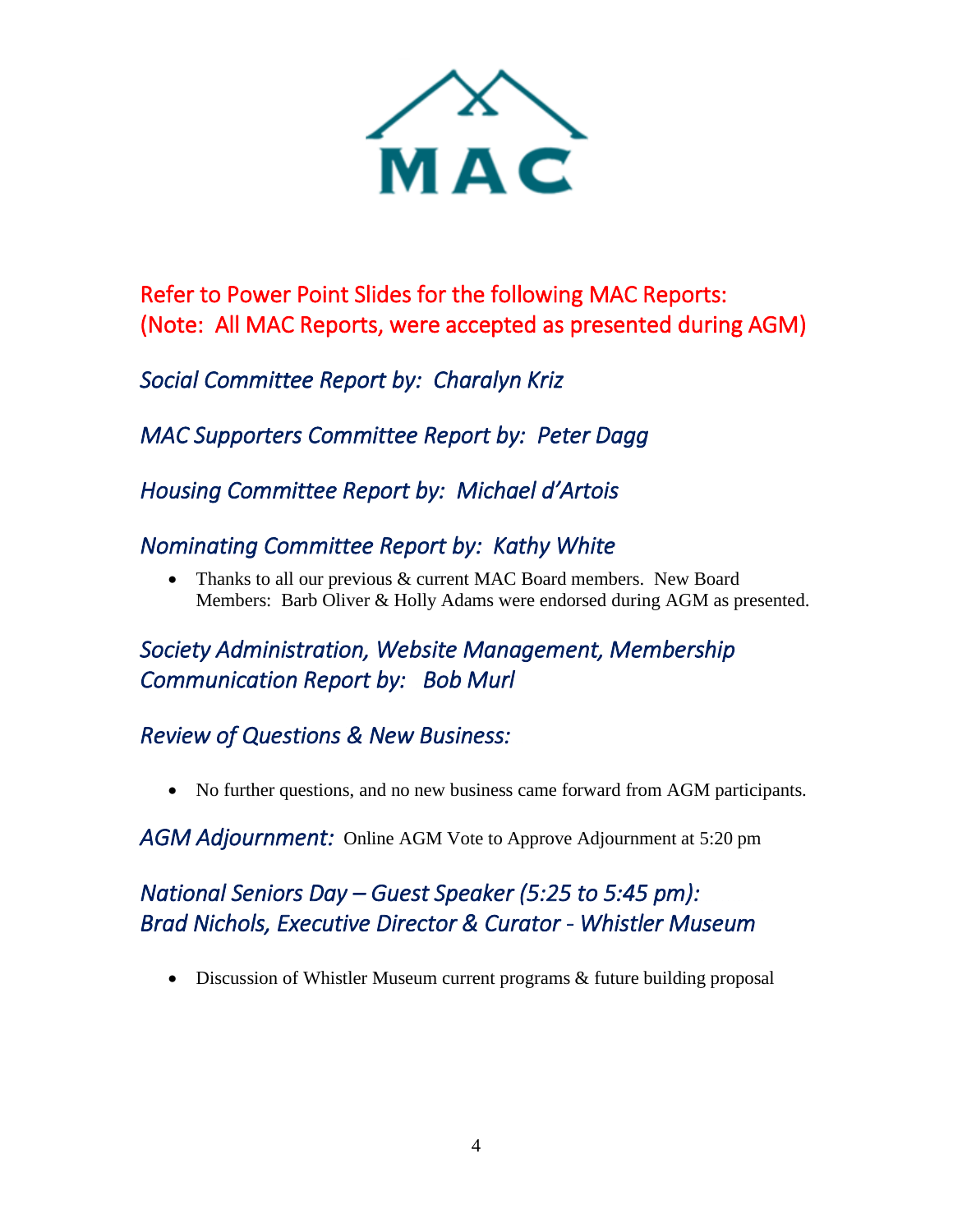MAC

Refer to Power Point Slides for the following MAC Reports:
(Note: All MAC Reports, were accepted as presented during AGM)

### *Social Committee Report by: Charalyn Kriz*

### *MAC Supporters Committee Report by: Peter Dagg*

### *Housing Committee Report by: Michael d'Artois*

### *Nominating Committee Report by: Kathy White*

- Thanks to all our previous & current MAC Board members. New Board Members: Barb Oliver & Holly Adams were endorsed during AGM as presented.

### *Society Administration, Website Management, Membership Communication Report by: Bob Murl*

### *Review of Questions & New Business:*

- No further questions, and no new business came forward from AGM participants.

***AGM Adjournment:*** Online AGM Vote to Approve Adjournment at 5:20 pm

### *National Seniors Day – Guest Speaker (5:25 to 5:45 pm): Brad Nichols, Executive Director & Curator - Whistler Museum*

- Discussion of Whistler Museum current programs & future building proposal